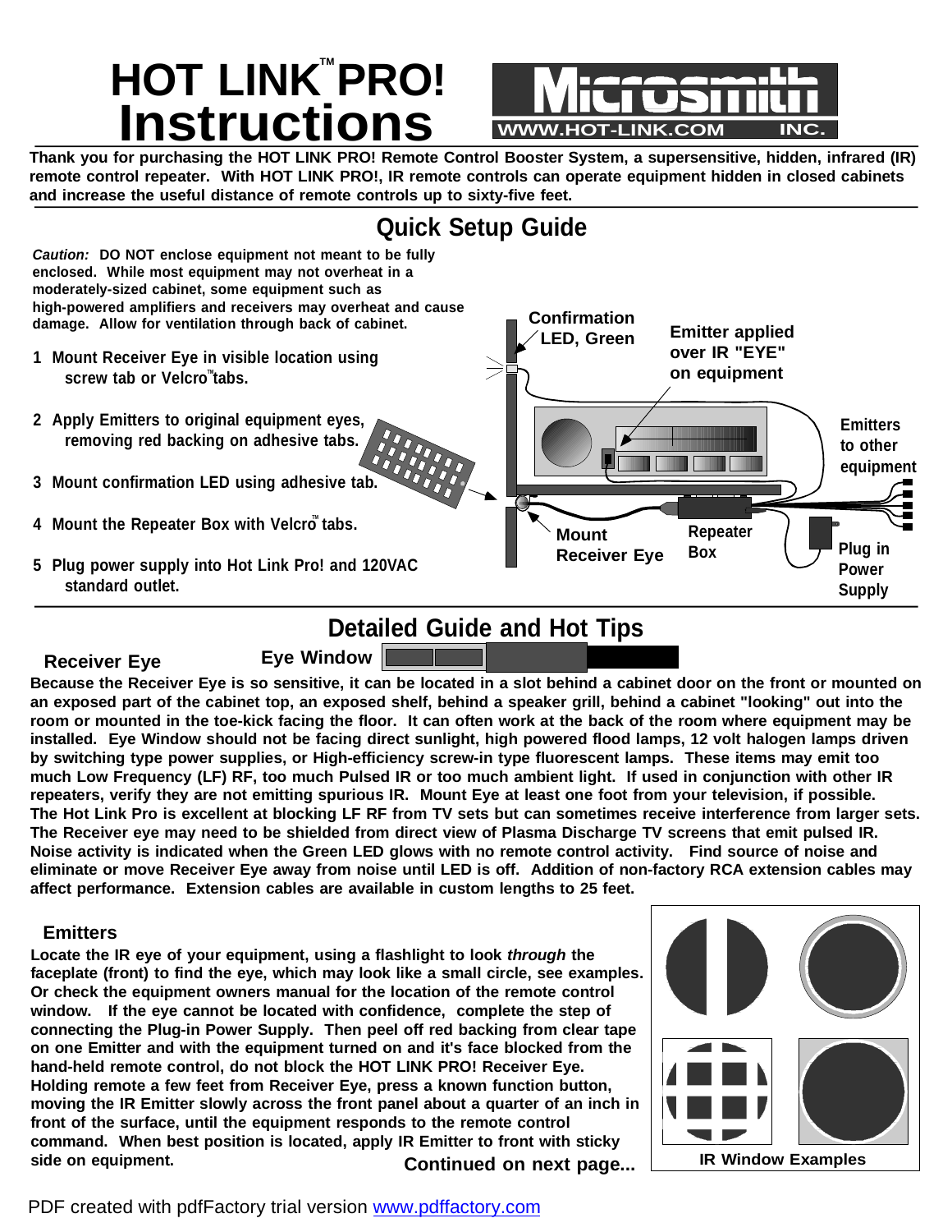# HOT LINK™ PRO! Instructions

Microsmith INC. WWW.HOT-LINK.COM

**Thank you for purchasing the HOT LINK PRO! Remote Control Booster System, a supersensitive, hidden, infrared (IR) remote control repeater. With HOT LINK PRO!, IR remote controls can operate equipment hidden in closed cabinets and increase the useful distance of remote controls up to sixty-five feet.**

## Quick Setup Guide

***Caution:*** **DO NOT enclose equipment not meant to be fully enclosed. While most equipment may not overheat in a moderately-sized cabinet, some equipment such as high-powered amplifiers and receivers may overheat and cause damage. Allow for ventilation through back of cabinet.**

1. Mount Receiver Eye in visible location using screw tab or Velcro™ tabs.
2. Apply Emitters to original equipment eyes, removing red backing on adhesive tabs.
3. Mount confirmation LED using adhesive tab.
4. Mount the Repeater Box with Velcro™ tabs.
5. Plug power supply into Hot Link Pro! and 120VAC standard outlet.

Confirmation LED, Green — Emitter applied over IR "EYE" on equipment — Emitters to other equipment — Mount Receiver Eye — Repeater Box — Plug in Power Supply

## Detailed Guide and Hot Tips

### Receiver Eye

Eye Window

**Because the Receiver Eye is so sensitive, it can be located in a slot behind a cabinet door on the front or mounted on an exposed part of the cabinet top, an exposed shelf, behind a speaker grill, behind a cabinet "looking" out into the room or mounted in the toe-kick facing the floor. It can often work at the back of the room where equipment may be installed. Eye Window should not be facing direct sunlight, high powered flood lamps, 12 volt halogen lamps driven by switching type power supplies, or High-efficiency screw-in type fluorescent lamps. These items may emit too much Low Frequency (LF) RF, too much Pulsed IR or too much ambient light. If used in conjunction with other IR repeaters, verify they are not emitting spurious IR. Mount Eye at least one foot from your television, if possible. The Hot Link Pro is excellent at blocking LF RF from TV sets but can sometimes receive interference from larger sets. The Receiver eye may need to be shielded from direct view of Plasma Discharge TV screens that emit pulsed IR. Noise activity is indicated when the Green LED glows with no remote control activity. Find source of noise and eliminate or move Receiver Eye away from noise until LED is off. Addition of non-factory RCA extension cables may affect performance. Extension cables are available in custom lengths to 25 feet.**

### Emitters

**Locate the IR eye of your equipment, using a flashlight to look *through* the faceplate (front) to find the eye, which may look like a small circle, see examples. Or check the equipment owners manual for the location of the remote control window. If the eye cannot be located with confidence, complete the step of connecting the Plug-in Power Supply. Then peel off red backing from clear tape on one Emitter and with the equipment turned on and it's face blocked from the hand-held remote control, do not block the HOT LINK PRO! Receiver Eye. Holding remote a few feet from Receiver Eye, press a known function button, moving the IR Emitter slowly across the front panel about a quarter of an inch in front of the surface, until the equipment responds to the remote control command. When best position is located, apply IR Emitter to front with sticky side on equipment.**

IR Window Examples

**Continued on next page...**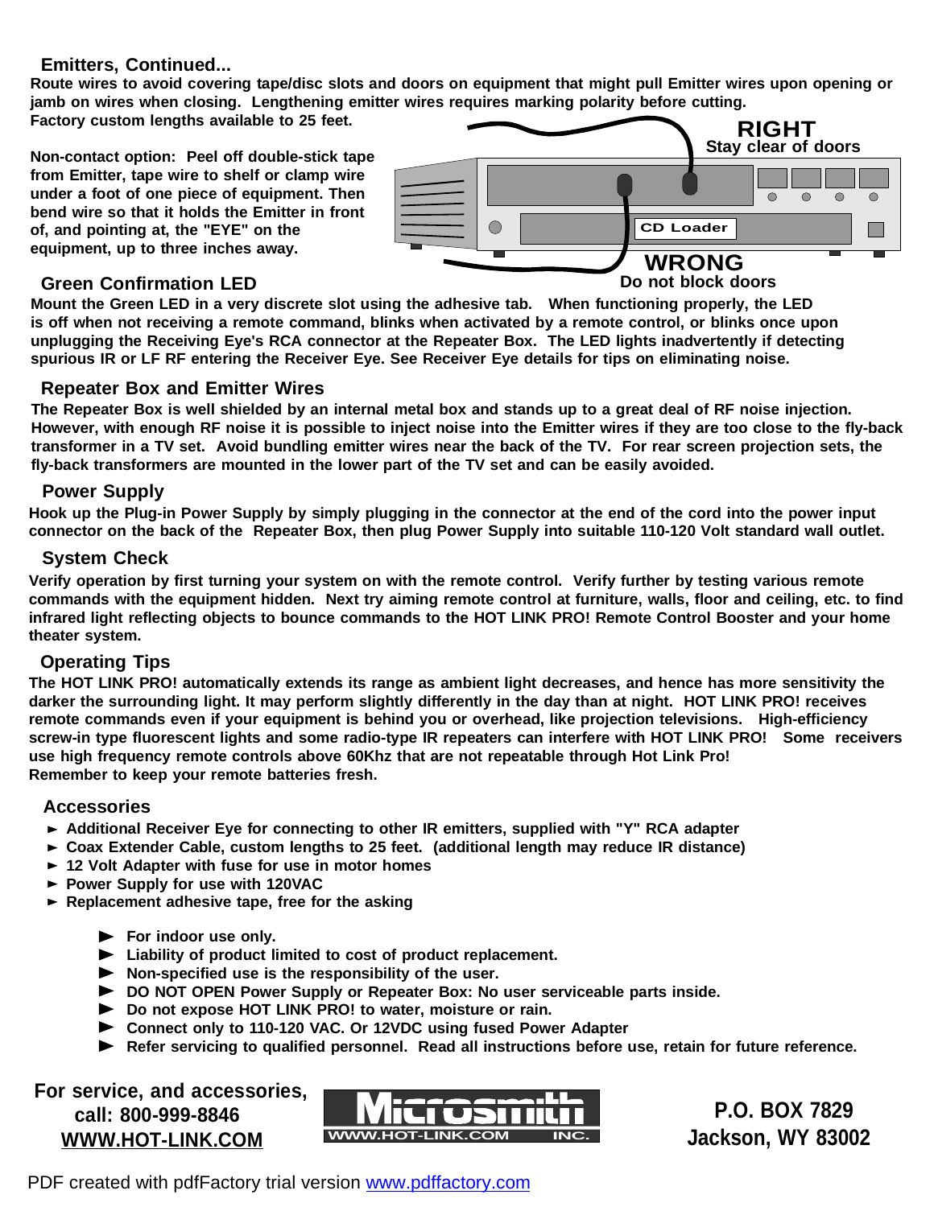## Emitters, Continued...

**Route wires to avoid covering tape/disc slots and doors on equipment that might pull Emitter wires upon opening or jamb on wires when closing. Lengthening emitter wires requires marking polarity before cutting. Factory custom lengths available to 25 feet.**

**Non-contact option: Peel off double-stick tape from Emitter, tape wire to shelf or clamp wire under a foot of one piece of equipment. Then bend wire so that it holds the Emitter in front of, and pointing at, the "EYE" on the equipment, up to three inches away.**

RIGHT
Stay clear of doors

CD Loader

WRONG
Do not block doors

## Green Confirmation LED

**Mount the Green LED in a very discrete slot using the adhesive tab. When functioning properly, the LED is off when not receiving a remote command, blinks when activated by a remote control, or blinks once upon unplugging the Receiving Eye's RCA connector at the Repeater Box. The LED lights inadvertently if detecting spurious IR or LF RF entering the Receiver Eye. See Receiver Eye details for tips on eliminating noise.**

## Repeater Box and Emitter Wires

**The Repeater Box is well shielded by an internal metal box and stands up to a great deal of RF noise injection. However, with enough RF noise it is possible to inject noise into the Emitter wires if they are too close to the fly-back transformer in a TV set. Avoid bundling emitter wires near the back of the TV. For rear screen projection sets, the fly-back transformers are mounted in the lower part of the TV set and can be easily avoided.**

## Power Supply

**Hook up the Plug-in Power Supply by simply plugging in the connector at the end of the cord into the power input connector on the back of the Repeater Box, then plug Power Supply into suitable 110-120 Volt standard wall outlet.**

## System Check

**Verify operation by first turning your system on with the remote control. Verify further by testing various remote commands with the equipment hidden. Next try aiming remote control at furniture, walls, floor and ceiling, etc. to find infrared light reflecting objects to bounce commands to the HOT LINK PRO! Remote Control Booster and your home theater system.**

## Operating Tips

**The HOT LINK PRO! automatically extends its range as ambient light decreases, and hence has more sensitivity the darker the surrounding light. It may perform slightly differently in the day than at night. HOT LINK PRO! receives remote commands even if your equipment is behind you or overhead, like projection televisions. High-efficiency screw-in type fluorescent lights and some radio-type IR repeaters can interfere with HOT LINK PRO! Some receivers use high frequency remote controls above 60Khz that are not repeatable through Hot Link Pro!
Remember to keep your remote batteries fresh.**

## Accessories

- **Additional Receiver Eye for connecting to other IR emitters, supplied with "Y" RCA adapter**
- **Coax Extender Cable, custom lengths to 25 feet. (additional length may reduce IR distance)**
- **12 Volt Adapter with fuse for use in motor homes**
- **Power Supply for use with 120VAC**
- **Replacement adhesive tape, free for the asking**

- **For indoor use only.**
- **Liability of product limited to cost of product replacement.**
- **Non-specified use is the responsibility of the user.**
- **DO NOT OPEN Power Supply or Repeater Box: No user serviceable parts inside.**
- **Do not expose HOT LINK PRO! to water, moisture or rain.**
- **Connect only to 110-120 VAC. Or 12VDC using fused Power Adapter**
- **Refer servicing to qualified personnel. Read all instructions before use, retain for future reference.**

**For service, and accessories,
call: 800-999-8846
WWW.HOT-LINK.COM**

Microsmith
WWW.HOT-LINK.COM INC.

**P.O. BOX 7829
Jackson, WY 83002**

PDF created with pdfFactory trial version www.pdffactory.com